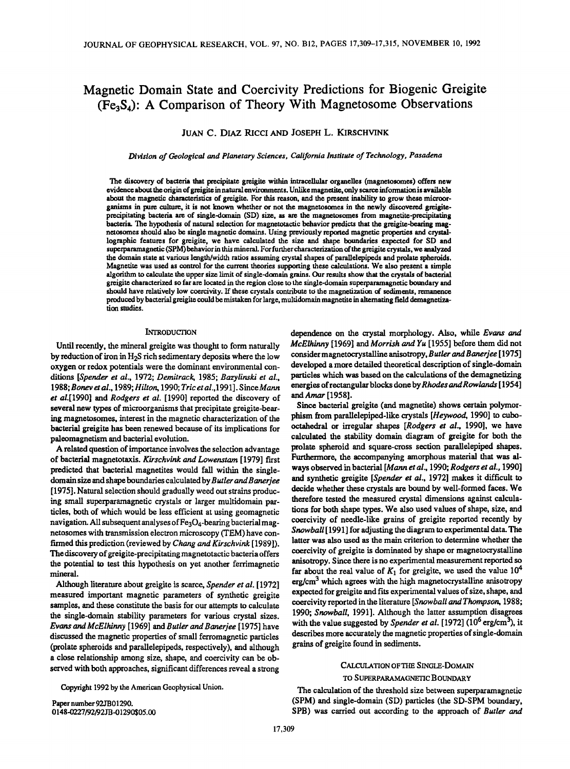# Magnetic Domain State and Coercivity Predictions for Biogenic Greigite ($Fe_3S_4$): A Comparison of Theory With Magnetosome Observations

JUAN C. DIAZ RICCI AND JOSEPH L. KIRSCHVINK

*Division of Geological and Planetary Sciences, California Institute of Technology, Pasadena*

The discovery of bacteria that precipitate greigite within intracellular organelles (magnetosomes) offers new evidence about the origin of greigite in natural environments. Unlike magnetite, only scarce information is available about the magnetic characteristics of greigite. For this reason, and the present inability to grow these microorganisms in pure culture, it is not known whether or not the magnetosomes in the newly discovered greigite-precipitating bacteria are of single-domain (SD) size, as are the magnetosomes from magnetite-precipitating bacteria. The hypothesis of natural selection for magnetotactic behavior predicts that the greigite-bearing magnetosomes should also be single magnetic domains. Using previously reported magnetic properties and crystallographic features for greigite, we have calculated the size and shape boundaries expected for SD and superparamagnetic (SPM) behavior in this mineral. For further characterization of the greigite crystals, we analyzed the domain state at various length/width ratios assuming crystal shapes of parallelepipeds and prolate spheroids. Magnetite was used as control for the current theories supporting these calculations. We also present a simple algorithm to calculate the upper size limit of single-domain grains. Our results show that the crystals of bacterial greigite characterized so far are located in the region close to the single-domain superparamagnetic boundary and should have relatively low coercivity. If these crystals contribute to the magnetization of sediments, remanence produced by bacterial greigite could be mistaken for large, multidomain magnetite in alternating field demagnetization studies.

## INTRODUCTION

Until recently, the mineral greigite was thought to form naturally by reduction of iron in $H_2S$ rich sedimentary deposits where the low oxygen or redox potentials were the dominant environmental conditions [*Spender et al.*, 1972; *Demitrack*, 1985; *Bazylinski et al.*, 1988; *Bonev et al.*, 1989; *Hilton*, 1990; *Tric et al.*, 1991]. Since *Mann et al.* [1990] and *Rodgers et al.* [1990] reported the discovery of several new types of microorganisms that precipitate greigite-bearing magnetosomes, interest in the magnetic characterization of the bacterial greigite has been renewed because of its implications for paleomagnetism and bacterial evolution.

A related question of importance involves the selection advantage of bacterial magnetotaxis. *Kirschvink and Lowenstam* [1979] first predicted that bacterial magnetites would fall within the single-domain size and shape boundaries calculated by *Butler and Banerjee* [1975]. Natural selection should gradually weed out strains producing small superparamagnetic crystals or larger multidomain particles, both of which would be less efficient at using geomagnetic navigation. All subsequent analyses of $Fe_3O_4$-bearing bacterial magnetosomes with transmission electron microscopy (TEM) have confirmed this prediction (reviewed by *Chang and Kirschvink* [1989]). The discovery of greigite-precipitating magnetotactic bacteria offers the potential to test this hypothesis on yet another ferrimagnetic mineral.

Although literature about greigite is scarce, *Spender et al.* [1972] measured important magnetic parameters of synthetic greigite samples, and these constitute the basis for our attempts to calculate the single-domain stability parameters for various crystal sizes. *Evans and McElhinny* [1969] and *Butler and Banerjee* [1975] have discussed the magnetic properties of small ferromagnetic particles (prolate spheroids and parallelepipeds, respectively), and although a close relationship among size, shape, and coercivity can be observed with both approaches, significant differences reveal a strong dependence on the crystal morphology. Also, while *Evans and McElhinny* [1969] and *Morrish and Yu* [1955] before them did not consider magnetocrystalline anisotropy, *Butler and Banerjee* [1975] developed a more detailed theoretical description of single-domain particles which was based on the calculations of the demagnetizing energies of rectangular blocks done by *Rhodes and Rowlands* [1954] and *Amar* [1958].

Since bacterial greigite (and magnetite) shows certain polymorphism from parallelepiped-like crystals [*Heywood*, 1990] to cubo-octahedral or irregular shapes [*Rodgers et al.*, 1990], we have calculated the stability domain diagram of greigite for both the prolate spheroid and square-cross section parallelepiped shapes. Furthermore, the accompanying amorphous material that was always observed in bacterial [*Mann et al.*, 1990; *Rodgers et al.*, 1990] and synthetic greigite [*Spender et al.*, 1972] makes it difficult to decide whether these crystals are bound by well-formed faces. We therefore tested the measured crystal dimensions against calculations for both shape types. We also used values of shape, size, and coercivity of needle-like grains of greigite reported recently by *Snowball* [1991] for adjusting the diagram to experimental data. The latter was also used as the main criterion to determine whether the coercivity of greigite is dominated by shape or magnetocrystalline anisotropy. Since there is no experimental measurement reported so far about the real value of $K_1$ for greigite, we used the value $10^4$ erg/cm$^3$ which agrees with the high magnetocrystalline anisotropy expected for greigite and fits experimental values of size, shape, and coercivity reported in the literature [*Snowball and Thompson*, 1988; 1990; *Snowball*, 1991]. Although the latter assumption disagrees with the value suggested by *Spender et al.* [1972] ($10^6$ erg/cm$^3$), it describes more accurately the magnetic properties of single-domain grains of greigite found in sediments.

## CALCULATION OF THE SINGLE-DOMAIN TO SUPERPARAMAGNETIC BOUNDARY

The calculation of the threshold size between superparamagnetic (SPM) and single-domain (SD) particles (the SD-SPM boundary, SPB) was carried out according to the approach of *Butler and*

Copyright 1992 by the American Geophysical Union.

Paper number 92JB01290.
0148-0227/92/92JB-01290$05.00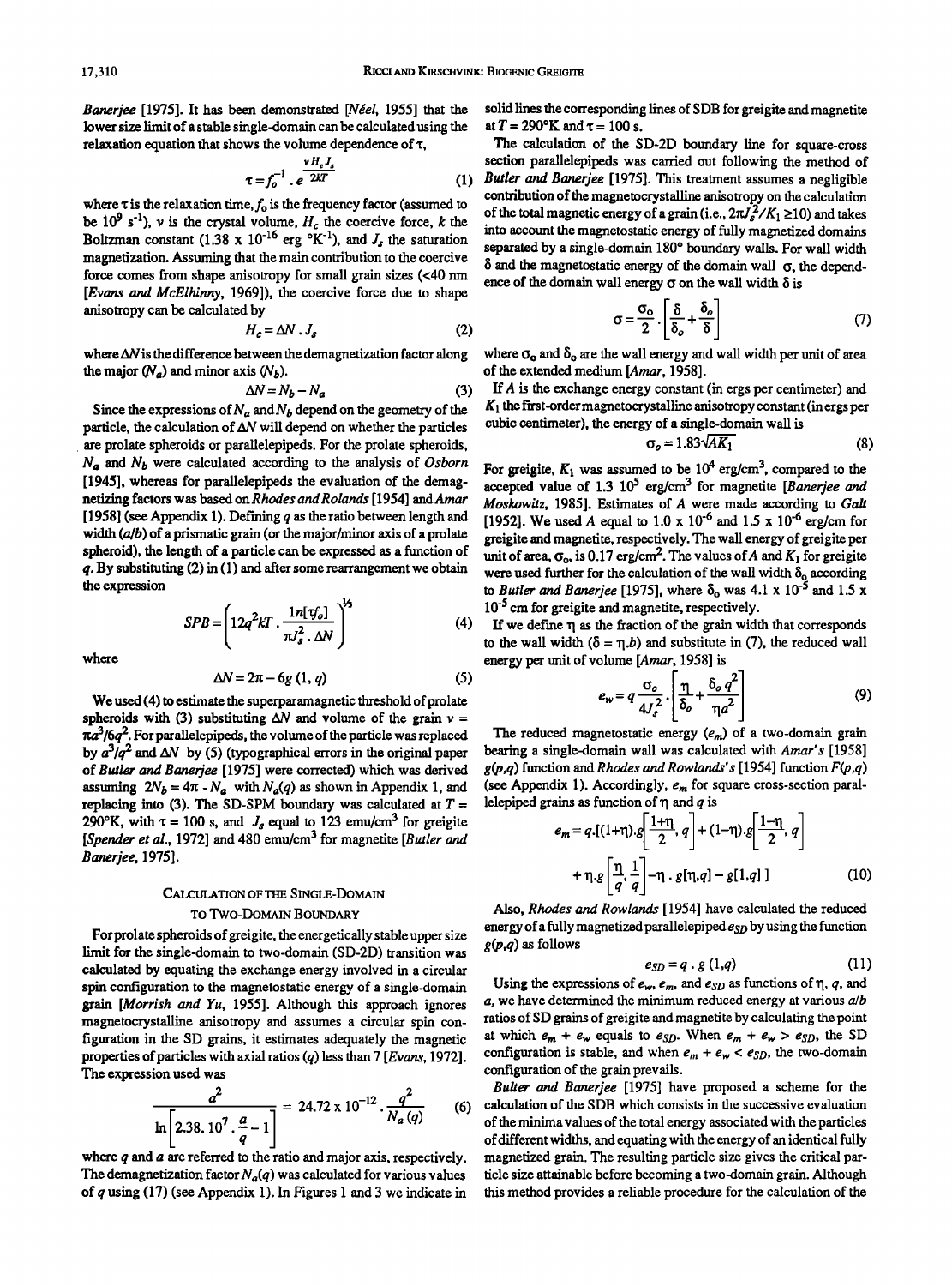*Banerjee* [1975]. It has been demonstrated [*Néel*, 1955] that the lower size limit of a stable single-domain can be calculated using the relaxation equation that shows the volume dependence of $\tau$,

$$\tau = f_o^{-1} \cdot e^{\frac{v H_c J_s}{2kT}} \qquad (1)$$

where $\tau$ is the relaxation time, $f_o$ is the frequency factor (assumed to be $10^9$ $s^{-1}$), $v$ is the crystal volume, $H_c$ the coercive force, $k$ the Boltzman constant (1.38 x $10^{-16}$ erg °K$^{-1}$), and $J_s$ the saturation magnetization. Assuming that the main contribution to the coercive force comes from shape anisotropy for small grain sizes (<40 nm [*Evans and McElhinny*, 1969]), the coercive force due to shape anisotropy can be calculated by

$$H_c = \Delta N \cdot J_s \qquad (2)$$

where $\Delta N$ is the difference between the demagnetization factor along the major ($N_a$) and minor axis ($N_b$).

$$\Delta N = N_b - N_a \qquad (3)$$

Since the expressions of $N_a$ and $N_b$ depend on the geometry of the particle, the calculation of $\Delta N$ will depend on whether the particles are prolate spheroids or parallelepipeds. For the prolate spheroids, $N_a$ and $N_b$ were calculated according to the analysis of *Osborn* [1945], whereas for parallelepipeds the evaluation of the demagnetizing factors was based on *Rhodes and Rolands* [1954] and *Amar* [1958] (see Appendix 1). Defining $q$ as the ratio between length and width ($a/b$) of a prismatic grain (or the major/minor axis of a prolate spheroid), the length of a particle can be expressed as a function of $q$. By substituting (2) in (1) and after some rearrangement we obtain the expression

$$SPB = \left( 12 q^2 kT \cdot \frac{\ln[\tau f_o]}{\pi J_s^2 \cdot \Delta N} \right)^{1/3} \qquad (4)$$

where

$$\Delta N = 2\pi - 6g\,(1, q) \qquad (5)$$

We used (4) to estimate the superparamagnetic threshold of prolate spheroids with (3) substituting $\Delta N$ and volume of the grain $v = \pi a^3/6q^2$. For parallelepipeds, the volume of the particle was replaced by $a^3/q^2$ and $\Delta N$ by (5) (typographical errors in the original paper of *Butler and Banerjee* [1975] were corrected) which was derived assuming $2N_b = 4\pi - N_a$ with $N_a(q)$ as shown in Appendix 1, and replacing into (3). The SD-SPM boundary was calculated at $T$ = 290°K, with $\tau$ = 100 s, and $J_s$ equal to 123 emu/cm$^3$ for greigite [*Spender et al.*, 1972] and 480 emu/cm$^3$ for magnetite [*Butler and Banerjee*, 1975].

## Calculation of the Single-Domain to Two-Domain Boundary

For prolate spheroids of greigite, the energetically stable upper size limit for the single-domain to two-domain (SD-2D) transition was calculated by equating the exchange energy involved in a circular spin configuration to the magnetostatic energy of a single-domain grain [*Morrish and Yu*, 1955]. Although this approach ignores magnetocrystalline anisotropy and assumes a circular spin configuration in the SD grains, it estimates adequately the magnetic properties of particles with axial ratios ($q$) less than 7 [*Evans*, 1972]. The expression used was

$$\frac{a^2}{\ln\left[2.38.10^7 \cdot \frac{a}{q} - 1\right]} = 24.72 \times 10^{-12} \cdot \frac{q^2}{N_a(q)} \qquad (6)$$

where $q$ and $a$ are referred to the ratio and major axis, respectively. The demagnetization factor $N_a(q)$ was calculated for various values of $q$ using (17) (see Appendix 1). In Figures 1 and 3 we indicate in solid lines the corresponding lines of SDB for greigite and magnetite at $T$ = 290°K and $\tau$ = 100 s.

The calculation of the SD-2D boundary line for square-cross section parallelepipeds was carried out following the method of *Butler and Banerjee* [1975]. This treatment assumes a negligible contribution of the magnetocrystalline anisotropy on the calculation of the total magnetic energy of a grain (i.e., $2\pi J_s^2/K_1 \geq 10$) and takes into account the magnetostatic energy of fully magnetized domains separated by a single-domain 180° boundary walls. For wall width $\delta$ and the magnetostatic energy of the domain wall $\sigma$, the dependence of the domain wall energy $\sigma$ on the wall width $\delta$ is

$$\sigma = \frac{\sigma_o}{2} \cdot \left[\frac{\delta}{\delta_o} + \frac{\delta_o}{\delta}\right] \qquad (7)$$

where $\sigma_o$ and $\delta_o$ are the wall energy and wall width per unit of area of the extended medium [*Amar*, 1958].

If $A$ is the exchange energy constant (in ergs per centimeter) and $K_1$ the first-order magnetocrystalline anisotropy constant (in ergs per cubic centimeter), the energy of a single-domain wall is

$$\sigma_o = 1.83\sqrt{AK_1} \qquad (8)$$

For greigite, $K_1$ was assumed to be $10^4$ erg/cm$^3$, compared to the accepted value of 1.3 $10^5$ erg/cm$^3$ for magnetite [*Banerjee and Moskowitz*, 1985]. Estimates of $A$ were made according to *Galt* [1952]. We used $A$ equal to 1.0 x $10^{-6}$ and 1.5 x $10^{-6}$ erg/cm for greigite and magnetite, respectively. The wall energy of greigite per unit of area, $\sigma_o$, is 0.17 erg/cm$^2$. The values of $A$ and $K_1$ for greigite were used further for the calculation of the wall width $\delta_o$ according to *Butler and Banerjee* [1975], where $\delta_o$ was 4.1 x $10^{-5}$ and 1.5 x $10^{-5}$ cm for greigite and magnetite, respectively.

If we define $\eta$ as the fraction of the grain width that corresponds to the wall width ($\delta = \eta . b$) and substitute in (7), the reduced wall energy per unit of volume [*Amar*, 1958] is

$$e_w = q \frac{\sigma_o}{4J_s^2} \cdot \left[\frac{\eta}{\delta_o} + \frac{\delta_o q^2}{\eta a^2}\right] \qquad (9)$$

The reduced magnetostatic energy ($e_m$) of a two-domain grain bearing a single-domain wall was calculated with *Amar's* [1958] $g(p,q)$ function and *Rhodes and Rowlands's* [1954] function $F(p,q)$ (see Appendix 1). Accordingly, $e_m$ for square cross-section parallelepiped grains as function of $\eta$ and $q$ is

$$e_m = q.[(1{+}\eta).g\left[\frac{1+\eta}{2}, q\right] + (1{-}\eta).g\left[\frac{1-\eta}{2}, q\right] + \eta.g\left[\frac{\eta}{q}, \frac{1}{q}\right] - \eta \cdot g[\eta, q] - g[1, q]\,] \qquad (10)$$

Also, *Rhodes and Rowlands* [1954] have calculated the reduced energy of a fully magnetized parallelepiped $e_{SD}$ by using the function $g(p,q)$ as follows

$$e_{SD} = q \cdot g\,(1, q) \qquad (11)$$

Using the expressions of $e_w$, $e_m$, and $e_{SD}$ as functions of $\eta$, $q$, and $a$, we have determined the minimum reduced energy at various $a/b$ ratios of SD grains of greigite and magnetite by calculating the point at which $e_m + e_w$ equals to $e_{SD}$. When $e_m + e_w > e_{SD}$, the SD configuration is stable, and when $e_m + e_w < e_{SD}$, the two-domain configuration of the grain prevails.

*Butler and Banerjee* [1975] have proposed a scheme for the calculation of the SDB which consists in the successive evaluation of the minima values of the total energy associated with the particles of different widths, and equating with the energy of an identical fully magnetized grain. The resulting particle size gives the critical particle size attainable before becoming a two-domain grain. Although this method provides a reliable procedure for the calculation of the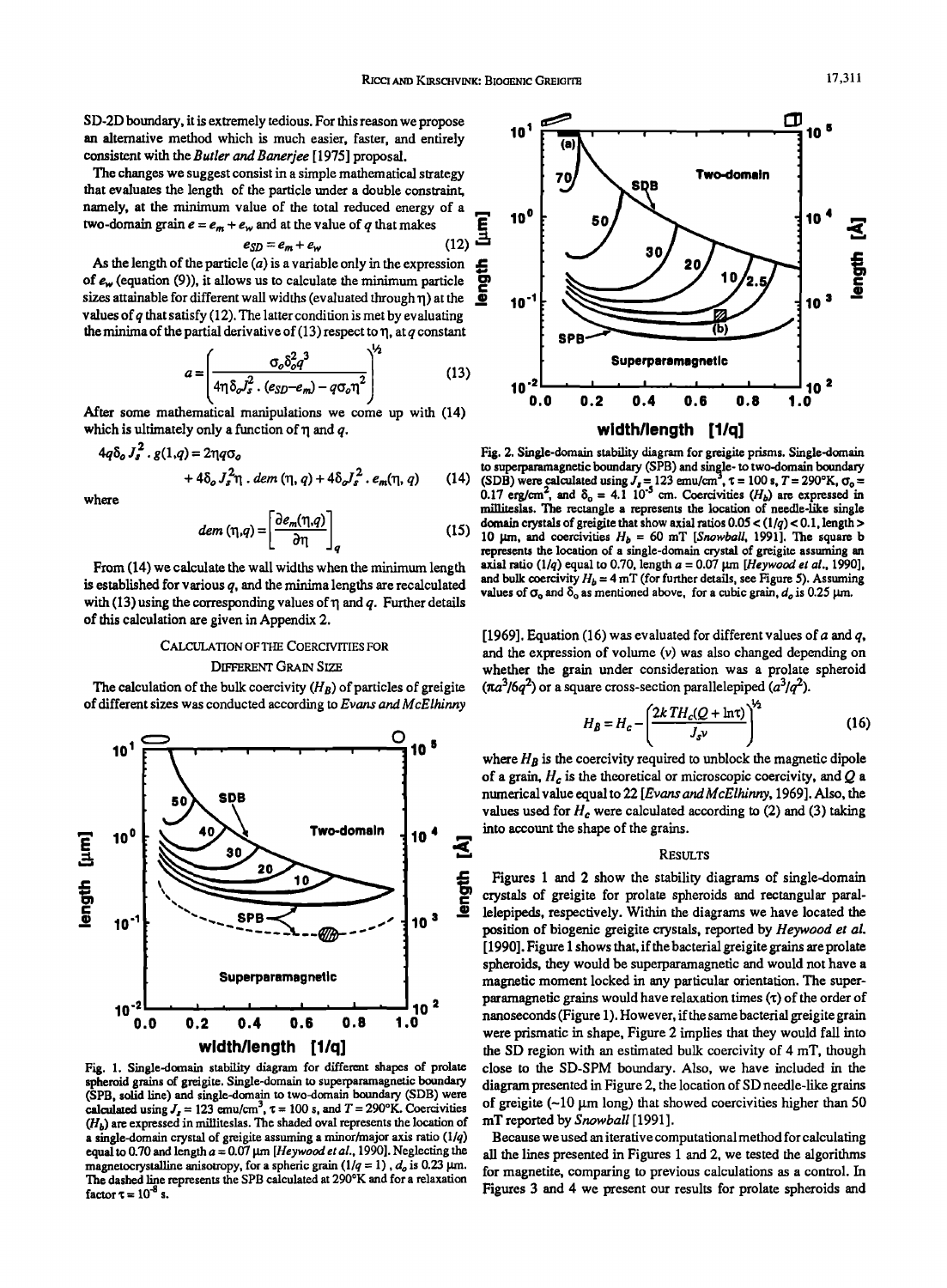SD-2D boundary, it is extremely tedious. For this reason we propose an alternative method which is much easier, faster, and entirely consistent with the *Butler and Banerjee* [1975] proposal.

The changes we suggest consist in a simple mathematical strategy that evaluates the length of the particle under a double constraint, namely, at the minimum value of the total reduced energy of a two-domain grain $e = e_m + e_w$ and at the value of $q$ that makes

$$e_{SD} = e_m + e_w \tag{12}$$

As the length of the particle ($a$) is a variable only in the expression of $e_w$ (equation (9)), it allows us to calculate the minimum particle sizes attainable for different wall widths (evaluated through $\eta$) at the values of $q$ that satisfy (12). The latter condition is met by evaluating the minima of the partial derivative of (13) respect to $\eta$, at $q$ constant

$$a = \left( \frac{\sigma_o \delta_o^2 q^3}{4\eta \delta_o J_s^2 \cdot (e_{SD} - e_m) - q\sigma_o \eta^2} \right)^{1/2} \tag{13}$$

After some mathematical manipulations we come up with (14) which is ultimately only a function of $\eta$ and $q$.

$$4q\delta_o J_s^2 \cdot g(1,q) = 2\eta q \sigma_o + 4\delta_o J_s^2 \eta \cdot dem(\eta, q) + 4\delta_o J_s^2 \cdot e_m(\eta, q) \tag{14}$$

where

$$dem(\eta, q) = \left[ \frac{\partial e_m(\eta, q)}{\partial \eta} \right]_q \tag{15}$$

From (14) we calculate the wall widths when the minimum length is established for various $q$, and the minima lengths are recalculated with (13) using the corresponding values of $\eta$ and $q$. Further details of this calculation are given in Appendix 2.

## Calculation of the Coercivities for Different Grain Size

The calculation of the bulk coercivity ($H_B$) of particles of greigite of different sizes was conducted according to *Evans and McElhinny* [1969]. Equation (16) was evaluated for different values of $a$ and $q$, and the expression of volume ($v$) was also changed depending on whether the grain under consideration was a prolate spheroid ($\pi a^3/6q^2$) or a square cross-section parallelepiped ($a^3/q^2$).

$$H_B = H_c - \left( \frac{2k\, T H_c (Q + \ln \tau)}{J_s v} \right)^{1/2} \tag{16}$$

where $H_B$ is the coercivity required to unblock the magnetic dipole of a grain, $H_c$ is the theoretical or microscopic coercivity, and $Q$ a numerical value equal to 22 [*Evans and McElhinny*, 1969]. Also, the values used for $H_c$ were calculated according to (2) and (3) taking into account the shape of the grains.

Fig. 1. Single-domain stability diagram for different shapes of prolate spheroid grains of greigite. Single-domain to superparamagnetic boundary (SPB, solid line) and single-domain to two-domain boundary (SDB) were calculated using $J_s = 123$ emu/cm$^3$, $\tau = 100$ s, and $T = 290$°K. Coercivities ($H_b$) are expressed in milliteslas. The shaded oval represents the location of a single-domain crystal of greigite assuming a minor/major axis ratio ($1/q$) equal to 0.70 and length $a = 0.07$ µm [*Heywood et al.*, 1990]. Neglecting the magnetocrystalline anisotropy, for a spheric grain ($1/q = 1$), $d_o$ is 0.23 µm. The dashed line represents the SPB calculated at 290°K and for a relaxation factor $\tau = 10^{-8}$ s.

Fig. 2. Single-domain stability diagram for greigite prisms. Single-domain to superparamagnetic boundary (SPB) and single- to two-domain boundary (SDB) were calculated using $J_s = 123$ emu/cm$^3$, $\tau = 100$ s, $T = 290$°K, $\sigma_o = 0.17$ erg/cm$^2$, and $\delta_o = 4.1\ 10^{-5}$ cm. Coercivities ($H_b$) are expressed in milliteslas. The rectangle a represents the location of needle-like single domain crystals of greigite that show axial ratios $0.05 < (1/q) < 0.1$, length > 10 µm, and coercivities $H_b = 60$ mT [*Snowball*, 1991]. The square b represents the location of a single-domain crystal of greigite assuming an axial ratio ($1/q$) equal to 0.70, length $a = 0.07$ µm [*Heywood et al.*, 1990], and bulk coercivity $H_b = 4$ mT (for further details, see Figure 5). Assuming values of $\sigma_o$ and $\delta_o$ as mentioned above, for a cubic grain, $d_o$ is 0.25 µm.

## Results

Figures 1 and 2 show the stability diagrams of single-domain crystals of greigite for prolate spheroids and rectangular parallelepipeds, respectively. Within the diagrams we have located the position of biogenic greigite crystals, reported by *Heywood et al.* [1990]. Figure 1 shows that, if the bacterial greigite grains are prolate spheroids, they would be superparamagnetic and would not have a magnetic moment locked in any particular orientation. The superparamagnetic grains would have relaxation times ($\tau$) of the order of nanoseconds (Figure 1). However, if the same bacterial greigite grain were prismatic in shape, Figure 2 implies that they would fall into the SD region with an estimated bulk coercivity of 4 mT, though close to the SD-SPM boundary. Also, we have included in the diagram presented in Figure 2, the location of SD needle-like grains of greigite (~10 µm long) that showed coercivities higher than 50 mT reported by *Snowball* [1991].

Because we used an iterative computational method for calculating all the lines presented in Figures 1 and 2, we tested the algorithms for magnetite, comparing to previous calculations as a control. In Figures 3 and 4 we present our results for prolate spheroids and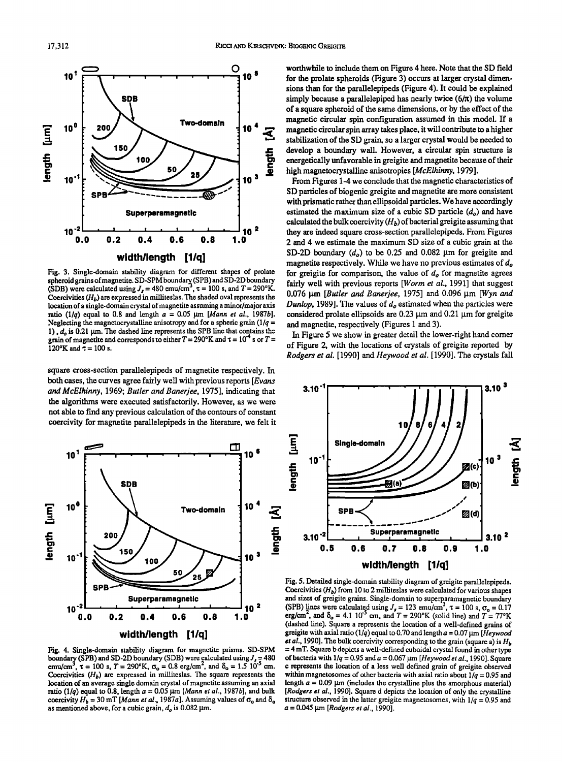Fig. 3. Single-domain stability diagram for different shapes of prolate spheroid grains of magnetite. SD-SPM boundary (SPB) and SD-2D boundary (SDB) were calculated using $J_s = 480$ emu/cm$^3$, $\tau = 100$ s, and $T = 290$°K. Coercivities ($H_b$) are expressed in milliteslas. The shaded oval represents the location of a single-domain crystal of magnetite assuming a minor/major axis ratio ($1/q$) equal to 0.8 and length $a = 0.05$ µm [*Mann et al.*, 1987*b*]. Neglecting the magnetocrystalline anisotropy and for a spheric grain ($1/q = 1$), $d_o$ is 0.21 µm. The dashed line represents the SPB line that contains the grain of magnetite and corresponds to either $T = 290$°K and $\tau = 10^4$ s or $T = 120$°K and $\tau = 100$ s.

square cross-section parallelepipeds of magnetite respectively. In both cases, the curves agree fairly well with previous reports [*Evans and McElhinny*, 1969; *Butler and Banerjee*, 1975], indicating that the algorithms were executed satisfactorily. However, as we were not able to find any previous calculation of the contours of constant coercivity for magnetite parallelepipeds in the literature, we felt it worthwhile to include them on Figure 4 here. Note that the SD field for the prolate spheroids (Figure 3) occurs at larger crystal dimensions than for the parallelepipeds (Figure 4). It could be explained simply because a parallelepiped has nearly twice ($6/\pi$) the volume of a square spheroid of the same dimensions, or by the effect of the magnetic circular spin configuration assumed in this model. If a magnetic circular spin array takes place, it will contribute to a higher stabilization of the SD grain, so a larger crystal would be needed to develop a boundary wall. However, a circular spin structure is energetically unfavorable in greigite and magnetite because of their high magnetocrystalline anisotropies [*McElhinny*, 1979].

From Figures 1-4 we conclude that the magnetic characteristics of SD particles of biogenic greigite and magnetite are more consistent with prismatic rather than ellipsoidal particles. We have accordingly estimated the maximum size of a cubic SD particle ($d_o$) and have calculated the bulk coercivity ($H_b$) of bacterial greigite assuming that they are indeed square cross-section parallelepipeds. From Figures 2 and 4 we estimate the maximum SD size of a cubic grain at the SD-2D boundary ($d_o$) to be 0.25 and 0.082 µm for greigite and magnetite respectively. While we have no previous estimates of $d_o$ for greigite for comparison, the value of $d_o$ for magnetite agrees fairly well with previous reports [*Worm et al.*, 1991] that suggest 0.076 µm [*Butler and Banerjee*, 1975] and 0.096 µm [*Wyn and Dunlop*, 1989]. The values of $d_o$ estimated when the particles were considered prolate ellipsoids are 0.23 µm and 0.21 µm for greigite and magnetite, respectively (Figures 1 and 3).

In Figure 5 we show in greater detail the lower-right hand corner of Figure 2, with the locations of crystals of greigite reported by *Rodgers et al.* [1990] and *Heywood et al.* [1990]. The crystals fall

Fig. 4. Single-domain stability diagram for magnetite prisms. SD-SPM boundary (SPB) and SD-2D boundary (SDB) were calculated using $J_s = 480$ emu/cm$^3$, $\tau = 100$ s, $T = 290$°K, $\sigma_o = 0.8$ erg/cm$^2$, and $\delta_o = 1.5\ 10^{-5}$ cm. Coercivities ($H_b$) are expressed in milliteslas. The square represents the location of an average single domain crystal of magnetite assuming an axial ratio ($1/q$) equal to 0.8, length $a = 0.05$ µm [*Mann et al.*, 1987*b*], and bulk coercivity $H_b = 30$ mT [*Mann et al.*, 1987*a*]. Assuming values of $\sigma_o$ and $\delta_o$ as mentioned above, for a cubic grain, $d_o$ is 0.082 µm.

Fig. 5. Detailed single-domain stability diagram of greigite parallelepipeds. Coercivities ($H_b$) from 10 to 2 milliteslas were calculated for various shapes and sizes of greigite grains. Single-domain to superparamagnetic boundary (SPB) lines were calculated using $J_s = 123$ emu/cm$^3$, $\tau = 100$ s, $\sigma_o = 0.17$ erg/cm$^2$, and $\delta_o = 4.1\ 10^{-5}$ cm, and $T = 290$°K (solid line) and $T = 77$°K (dashed line). Square a represents the location of a well-defined grains of greigite with axial ratio ($1/q$) equal to 0.70 and length $a = 0.07$ µm [*Heywood et al.*, 1990]. The bulk coercivity corresponding to the grain (square a) is $H_b = 4$ mT. Square b depicts a well-defined cuboidal crystal found in other type of bacteria with $1/q = 0.95$ and $a = 0.067$ µm [*Heywood et al.*, 1990]. Square c represents the location of a less well defined grain of greigite observed within magnetosomes of other bacteria with axial ratio about $1/q = 0.95$ and length $a = 0.09$ µm (includes the crystalline plus the amorphous material) [*Rodgers et al.*, 1990]. Square d depicts the location of only the crystalline structure observed in the latter greigite magnetosomes, with $1/q = 0.95$ and $a = 0.045$ µm [*Rodgers et al.*, 1990].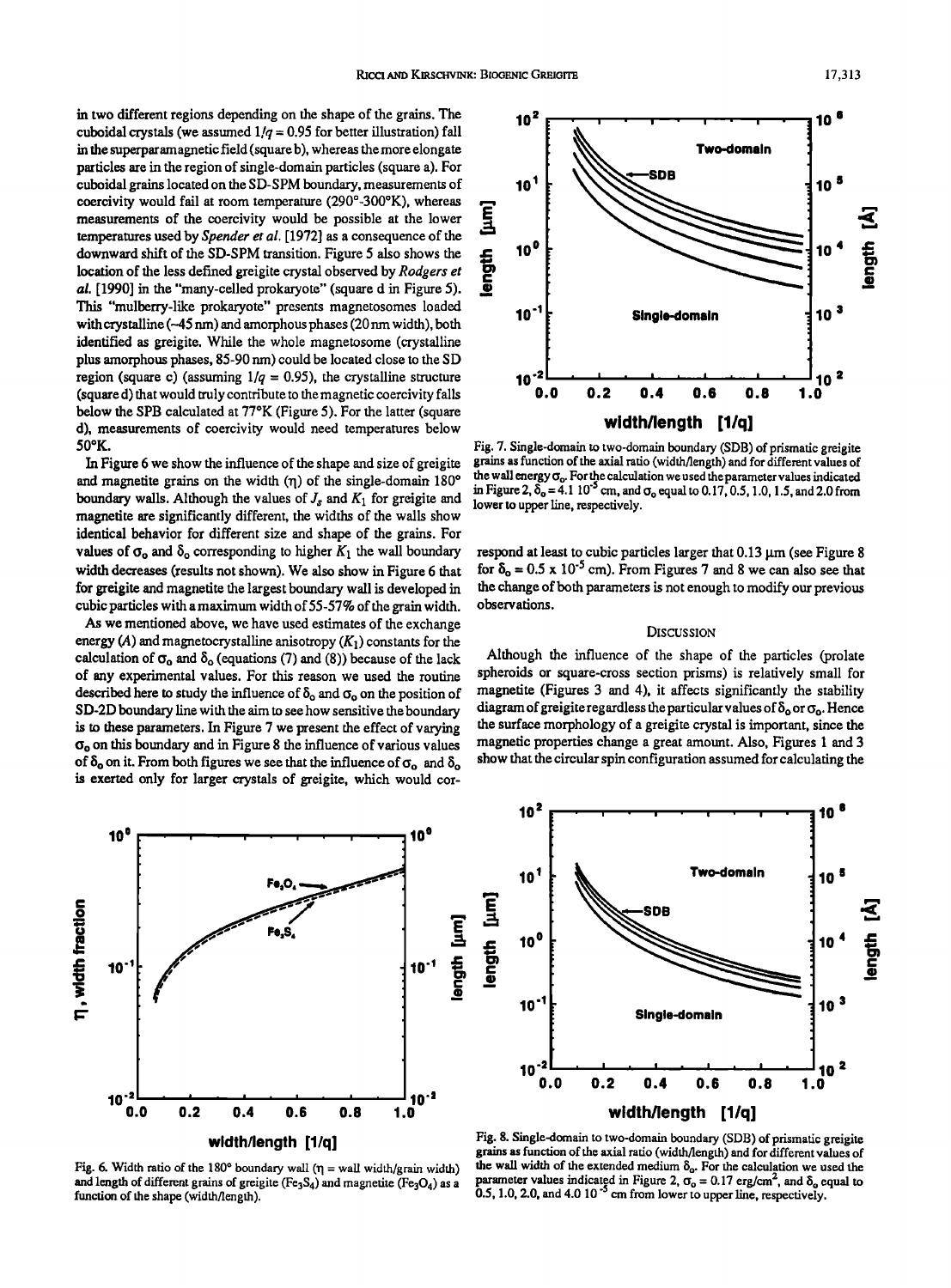in two different regions depending on the shape of the grains. The cuboidal crystals (we assumed $1/q = 0.95$ for better illustration) fall in the superparamagnetic field (square b), whereas the more elongate particles are in the region of single-domain particles (square a). For cuboidal grains located on the SD-SPM boundary, measurements of coercivity would fail at room temperature (290°-300°K), whereas measurements of the coercivity would be possible at the lower temperatures used by *Spender et al.* [1972] as a consequence of the downward shift of the SD-SPM transition. Figure 5 also shows the location of the less defined greigite crystal observed by *Rodgers et al.* [1990] in the "many-celled prokaryote" (square d in Figure 5). This "mulberry-like prokaryote" presents magnetosomes loaded with crystalline (~45 nm) and amorphous phases (20 nm width), both identified as greigite. While the whole magnetosome (crystalline plus amorphous phases, 85-90 nm) could be located close to the SD region (square c) (assuming $1/q = 0.95$), the crystalline structure (square d) that would truly contribute to the magnetic coercivity falls below the SPB calculated at 77°K (Figure 5). For the latter (square d), measurements of coercivity would need temperatures below 50°K.

In Figure 6 we show the influence of the shape and size of greigite and magnetite grains on the width ($\eta$) of the single-domain 180° boundary walls. Although the values of $J_s$ and $K_1$ for greigite and magnetite are significantly different, the widths of the walls show identical behavior for different size and shape of the grains. For values of $\sigma_o$ and $\delta_o$ corresponding to higher $K_1$ the wall boundary width decreases (results not shown). We also show in Figure 6 that for greigite and magnetite the largest boundary wall is developed in cubic particles with a maximum width of 55-57% of the grain width.

As we mentioned above, we have used estimates of the exchange energy ($A$) and magnetocrystalline anisotropy ($K_1$) constants for the calculation of $\sigma_o$ and $\delta_o$ (equations (7) and (8)) because of the lack of any experimental values. For this reason we used the routine described here to study the influence of $\delta_o$ and $\sigma_o$ on the position of SD-2D boundary line with the aim to see how sensitive the boundary is to these parameters. In Figure 7 we present the effect of varying $\sigma_o$ on this boundary and in Figure 8 the influence of various values of $\delta_o$ on it. From both figures we see that the influence of $\sigma_o$ and $\delta_o$ is exerted only for larger crystals of greigite, which would correspond at least to cubic particles larger that 0.13 μm (see Figure 8 for $\delta_o = 0.5 \times 10^{-5}$ cm). From Figures 7 and 8 we can also see that the change of both parameters is not enough to modify our previous observations.

Fig. 6. Width ratio of the 180° boundary wall ($\eta$ = wall width/grain width) and length of different grains of greigite ($Fe_3S_4$) and magnetite ($Fe_3O_4$) as a function of the shape (width/length).

Fig. 7. Single-domain to two-domain boundary (SDB) of prismatic greigite grains as function of the axial ratio (width/length) and for different values of the wall energy $\sigma_o$. For the calculation we used the parameter values indicated in Figure 2, $\delta_o = 4.1 \; 10^{-5}$ cm, and $\sigma_o$ equal to 0.17, 0.5, 1.0, 1.5, and 2.0 from lower to upper line, respectively.

Fig. 8. Single-domain to two-domain boundary (SDB) of prismatic greigite grains as function of the axial ratio (width/length) and for different values of the wall width of the extended medium $\delta_o$. For the calculation we used the parameter values indicated in Figure 2, $\sigma_o = 0.17$ erg/cm$^2$, and $\delta_o$ equal to 0.5, 1.0, 2.0, and 4.0 $10^{-5}$ cm from lower to upper line, respectively.

## Discussion

Although the influence of the shape of the particles (prolate spheroids or square-cross section prisms) is relatively small for magnetite (Figures 3 and 4), it affects significantly the stability diagram of greigite regardless the particular values of $\delta_o$ or $\sigma_o$. Hence the surface morphology of a greigite crystal is important, since the magnetic properties change a great amount. Also, Figures 1 and 3 show that the circular spin configuration assumed for calculating the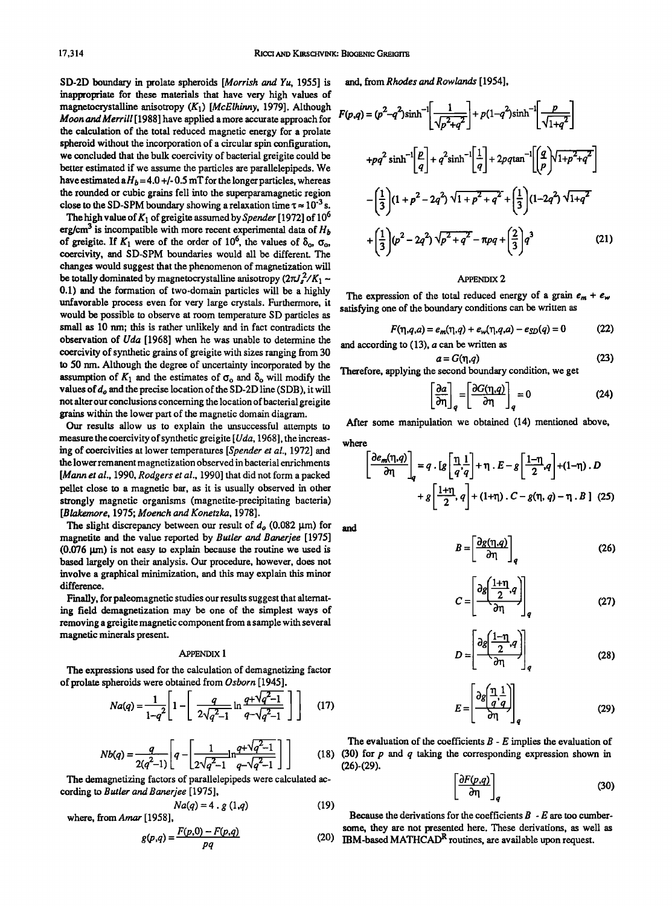SD-2D boundary in prolate spheroids [*Morrish and Yu*, 1955] is inappropriate for these materials that have very high values of magnetocrystalline anisotropy ($K_1$) [*McElhinny*, 1979]. Although *Moon and Merrill* [1988] have applied a more accurate approach for the calculation of the total reduced magnetic energy for a prolate spheroid without the incorporation of a circular spin configuration, we concluded that the bulk coercivity of bacterial greigite could be better estimated if we assume the particles are parallelepipeds. We have estimated a $H_b = 4.0 +/- 0.5$ mT for the longer particles, whereas the rounded or cubic grains fell into the superparamagnetic region close to the SD-SPM boundary showing a relaxation time $\tau \approx 10^{-3}$ s.

The high value of $K_1$ of greigite assumed by *Spender* [1972] of $10^6$ erg/cm$^3$ is incompatible with more recent experimental data of $H_b$ of greigite. If $K_1$ were of the order of $10^6$, the values of $\delta_o$, $\sigma_o$, coercivity, and SD-SPM boundaries would all be different. The changes would suggest that the phenomenon of magnetization will be totally dominated by magnetocrystalline anisotropy ($2\pi J_s^2/K_1 \sim 0.1$) and the formation of two-domain particles will be a highly unfavorable process even for very large crystals. Furthermore, it would be possible to observe at room temperature SD particles as small as 10 nm; this is rather unlikely and in fact contradicts the observation of *Uda* [1968] when he was unable to determine the coercivity of synthetic grains of greigite with sizes ranging from 30 to 50 nm. Although the degree of uncertainty incorporated by the assumption of $K_1$ and the estimates of $\sigma_o$ and $\delta_o$ will modify the values of $d_o$ and the precise location of the SD-2D line (SDB), it will not alter our conclusions concerning the location of bacterial greigite grains within the lower part of the magnetic domain diagram.

Our results allow us to explain the unsuccessful attempts to measure the coercivity of synthetic greigite [*Uda*, 1968], the increasing of coercivities at lower temperatures [*Spender et al.*, 1972] and the lower remanent magnetization observed in bacterial enrichments [*Mann et al.*, 1990, *Rodgers et al.*, 1990] that did not form a packed pellet close to a magnetic bar, as it is usually observed in other strongly magnetic organisms (magnetite-precipitating bacteria) [*Blakemore*, 1975; *Moench and Konetzka*, 1978].

The slight discrepancy between our result of $d_o$ (0.082 μm) for magnetite and the value reported by *Butler and Banerjee* [1975] (0.076 μm) is not easy to explain because the routine we used is based largely on their analysis. Our procedure, however, does not involve a graphical minimization, and this may explain this minor difference.

Finally, for paleomagnetic studies our results suggest that alternating field demagnetization may be one of the simplest ways of removing a greigite magnetic component from a sample with several magnetic minerals present.

## Appendix 1

The expressions used for the calculation of demagnetizing factor of prolate spheroids were obtained from *Osborn* [1945].

$$Na(q) = \frac{1}{1-q^2}\left[1 - \left[\frac{q}{2\sqrt{q^2-1}}\ln\frac{q+\sqrt{q^2-1}}{q-\sqrt{q^2-1}}\right]\right] \tag{17}$$

$$Nb(q) = \frac{q}{2(q^2-1)}\left[q - \left[\frac{1}{2\sqrt{q^2-1}}\ln\frac{q+\sqrt{q^2-1}}{q-\sqrt{q^2-1}}\right]\right] \tag{18}$$

The demagnetizing factors of parallelepipeds were calculated according to *Butler and Banerjee* [1975],

$$Na(q) = 4 \cdot g\,(1,q) \tag{19}$$

where, from *Amar* [1958],

$$g(p,q) = \frac{F(p,0) - F(p,q)}{pq} \tag{20}$$

and, from *Rhodes and Rowlands* [1954],

$$\begin{aligned}F(p,q) = {} & (p^2-q^2)\sinh^{-1}\left[\frac{1}{\sqrt{p^2+q^2}}\right] + p(1-q^2)\sinh^{-1}\left[\frac{p}{\sqrt{1+q^2}}\right] \\ & + pq^2\sinh^{-1}\left[\frac{p}{q}\right] + q^2\sinh^{-1}\left[\frac{1}{q}\right] + 2pq\tan^{-1}\left[\left(\frac{q}{p}\right)\sqrt{1+p^2+q^2}\right] \\ & - \left(\frac{1}{3}\right)(1+p^2-2q^2)\sqrt{1+p^2+q^2} + \left(\frac{1}{3}\right)(1-2q^2)\sqrt{1+q^2} \\ & + \left(\frac{1}{3}\right)(p^2-2q^2)\sqrt{p^2+q^2} - \pi pq + \left(\frac{2}{3}\right)q^3\end{aligned} \tag{21}$$

## Appendix 2

The expression of the total reduced energy of a grain $e_m + e_w$ satisfying one of the boundary conditions can be written as

$$F(\eta,q,a) = e_m(\eta,q) + e_w(\eta,q,a) - e_{SD}(q) = 0 \tag{22}$$

and according to (13), $a$ can be written as

$$a = G(\eta,q) \tag{23}$$

Therefore, applying the second boundary condition, we get

$$\left[\frac{\partial a}{\partial \eta}\right]_q = \left[\frac{\partial G(\eta,q)}{\partial \eta}\right]_q = 0 \tag{24}$$

After some manipulation we obtained (14) mentioned above, where

$$\begin{aligned}\left[\frac{\partial e_m(\eta,q)}{\partial \eta}\right]_q = {} & q \cdot [g\left[\frac{\eta}{q},\frac{1}{q}\right] + \eta \cdot E - g\left[\frac{1-\eta}{2},q\right] + (1-\eta) \cdot D \\ & + g\left[\frac{1+\eta}{2},q\right] + (1+\eta) \cdot C - g(\eta,q) - \eta \cdot B\,]\end{aligned} \tag{25}$$

and

$$B = \left[\frac{\partial g(\eta,q)}{\partial \eta}\right]_q \tag{26}$$

$$C = \left[\frac{\partial g\left(\frac{1+\eta}{2},q\right)}{\partial \eta}\right]_q \tag{27}$$

$$D = \left[\frac{\partial g\left(\frac{1-\eta}{2},q\right)}{\partial \eta}\right]_q \tag{28}$$

$$E = \left[\frac{\partial g\left(\frac{\eta}{q},\frac{1}{q}\right)}{\partial \eta}\right]_q \tag{29}$$

The evaluation of the coefficients $B$ - $E$ implies the evaluation of (30) for $p$ and $q$ taking the corresponding expression shown in (26)-(29).

$$\left[\frac{\partial F(p,q)}{\partial \eta}\right]_q \tag{30}$$

Because the derivations for the coefficients $B$ - $E$ are too cumbersome, they are not presented here. These derivations, as well as IBM-based MATHCAD[R] routines, are available upon request.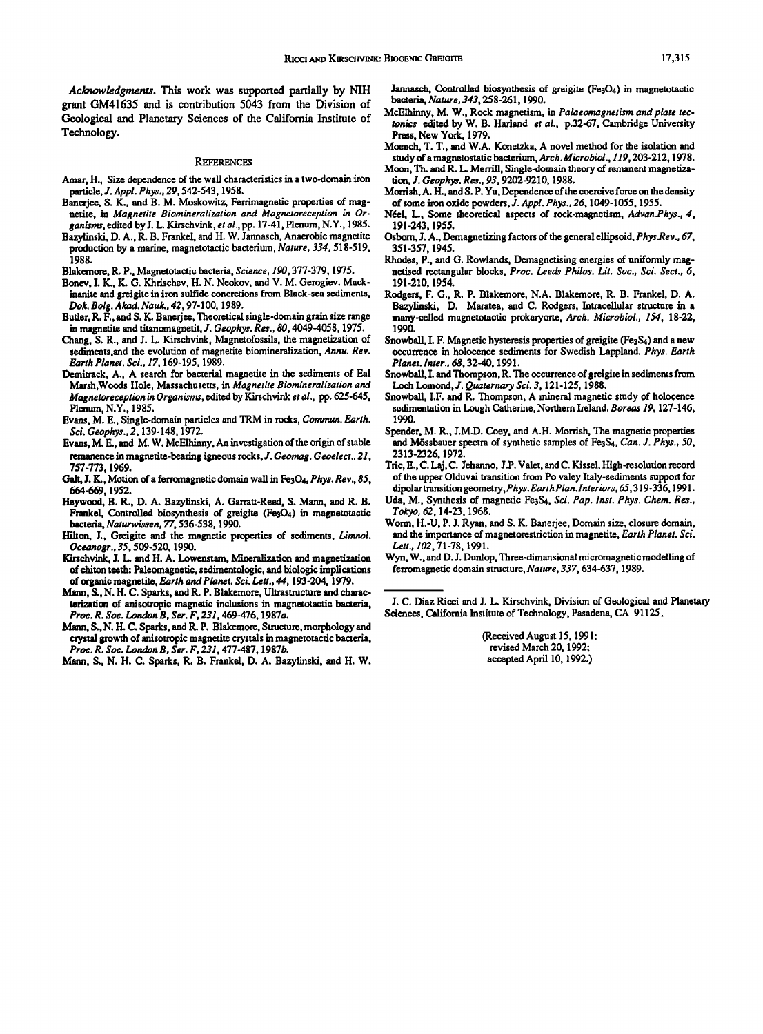*Acknowledgments.* This work was supported partially by NIH grant GM41635 and is contribution 5043 from the Division of Geological and Planetary Sciences of the California Institute of Technology.

## REFERENCES

Amar, H., Size dependence of the wall characteristics in a two-domain iron particle, *J. Appl. Phys.*, *29*, 542-543, 1958.

Banerjee, S. K., and B. M. Moskowitz, Ferrimagnetic properties of magnetite, in *Magnetite Biomineralization and Magnetoreception in Organisms*, edited by J. L. Kirschvink, *et al.*, pp. 17-41, Plenum, N.Y., 1985.

Bazylinski, D. A., R. B. Frankel, and H. W. Jannasch, Anaerobic magnetite production by a marine, magnetotactic bacterium, *Nature*, *334*, 518-519, 1988.

Blakemore, R. P., Magnetotactic bacteria, *Science*, *190*, 377-379, 1975.

Bonev, I. K., K. G. Khrischev, H. N. Neokov, and V. M. Gerogiev. Mackinanite and greigite in iron sulfide concretions from Black-sea sediments, *Dok. Bolg. Akad. Nauk.*, *42*, 97-100, 1989.

Butler, R. F., and S. K. Banerjee, Theoretical single-domain grain size range in magnetite and titanomagnetit, *J. Geophys. Res.*, *80*, 4049-4058, 1975.

Chang, S. R., and J. L. Kirschvink, Magnetofossils, the magnetization of sediments,and the evolution of magnetite biomineralization, *Annu. Rev. Earth Planet. Sci.*, *17*, 169-195, 1989.

Demitrack, A., A search for bacterial magnetite in the sediments of Eal Marsh,Woods Hole, Massachusetts, in *Magnetite Biomineralization and Magnetoreception in Organisms*, edited by Kirschvink *et al.*, pp. 625-645, Plenum, N.Y., 1985.

Evans, M. E., Single-domain particles and TRM in rocks, *Commun. Earth. Sci. Geophys.*, *2*, 139-148, 1972.

Evans, M. E., and M. W. McElhinny, An investigation of the origin of stable remanence in magnetite-bearing igneous rocks, *J. Geomag. Geoelect.*, *21*, 757-773, 1969.

Galt, J. K., Motion of a ferromagnetic domain wall in $Fe_3O_4$, *Phys. Rev.*, *85*, 664-669, 1952.

Heywood, B. R., D. A. Bazylinski, A. Garratt-Reed, S. Mann, and R. B. Frankel, Controlled biosynthesis of greigite ($Fe_3O_4$) in magnetotactic bacteria, *Naturwissen*, *77*, 536-538, 1990.

Hilton, J., Greigite and the magnetic properties of sediments, *Limnol. Oceanogr.*, *35*, 509-520, 1990.

Kirschvink, J. L. and H. A. Lowenstam, Mineralization and magnetization of chiton teeth: Paleomagnetic, sedimentologic, and biologic implications of organic magnetite, *Earth and Planet. Sci. Lett.*, *44*, 193-204, 1979.

Mann, S., N. H. C. Sparks, and R. P. Blakemore, Ultrastructure and characterization of anisotropic magnetic inclusions in magnetotactic bacteria, *Proc. R. Soc. London B, Ser. F*, *231*, 469-476, 1987*a*.

Mann, S., N. H. C. Sparks, and R. P. Blakemore, Structure, morphology and crystal growth of anisotropic magnetite crystals in magnetotactic bacteria, *Proc. R. Soc. London B, Ser. F*, *231*, 477-487, 1987*b*.

Mann, S., N. H. C. Sparks, R. B. Frankel, D. A. Bazylinski, and H. W. Jannasch, Controlled biosynthesis of greigite ($Fe_3O_4$) in magnetotactic bacteria, *Nature*, *343*, 258-261, 1990.

McElhinny, M. W., Rock magnetism, in *Palaeomagnetism and plate tectonics* edited by W. B. Harland *et al.*, p.32-67, Cambridge University Press, New York, 1979.

Moench, T. T., and W.A. Konetzka, A novel method for the isolation and study of a magnetostatic bacterium, *Arch. Microbiol.*, *119*, 203-212, 1978.

Moon, Th. and R. L. Merrill, Single-domain theory of remanent magnetization, *J. Geophys. Res.*, *93*, 9202-9210, 1988.

Morrish, A. H., and S. P. Yu, Dependence of the coercive force on the density of some iron oxide powders, *J. Appl. Phys.*, *26*, 1049-1055, 1955.

Néel, L., Some theoretical aspects of rock-magnetism, *Advan.Phys.*, *4*, 191-243, 1955.

Osborn, J. A., Demagnetizing factors of the general ellipsoid, *Phys.Rev.*, *67*, 351-357, 1945.

Rhodes, P., and G. Rowlands, Demagnetising energies of uniformly magnetised rectangular blocks, *Proc. Leeds Philos. Lit. Soc., Sci. Sect.*, *6*, 191-210, 1954.

Rodgers, F. G., R. P. Blakemore, N.A. Blakemore, R. B. Frankel, D. A. Bazylinski, D. Maratea, and C. Rodgers, Intracellular structure in a many-celled magnetotactic prokaryorte, *Arch. Microbiol.*, *154*, 18-22, 1990.

Snowball, I. F. Magnetic hysteresis properties of greigite ($Fe_3S_4$) and a new occurrence in holocence sediments for Swedish Lappland. *Phys. Earth Planet. Inter.*, *68*, 32-40, 1991.

Snowball, I. and Thompson, R. The occurrence of greigite in sediments from Loch Lomond, *J. Quaternary Sci. 3*, 121-125, 1988.

Snowball, I.F. and R. Thompson, A mineral magnetic study of holocence sedimentation in Lough Catherine, Northern Ireland. *Boreas 19*, 127-146, 1990.

Spender, M. R., J.M.D. Coey, and A.H. Morrish, The magnetic properties and Mössbauer spectra of synthetic samples of $Fe_3S_4$, *Can. J. Phys.*, *50*, 2313-2326, 1972.

Tric, E., C. Laj, C. Jehanno, J.P. Valet, and C. Kissel, High-resolution record of the upper Olduvai transition from Po valey Italy-sediments support for dipolar transition geometry, *Phys.Earth Plan.Interiors*, *65*, 319-336, 1991.

Uda, M., Synthesis of magnetic $Fe_3S_4$, *Sci. Pap. Inst. Phys. Chem. Res., Tokyo*, *62*, 14-23, 1968.

Worm, H.-U, P. J. Ryan, and S. K. Banerjee, Domain size, closure domain, and the importance of magnetorestriction in magnetite, *Earth Planet. Sci. Lett.*, *102*, 71-78, 1991.

Wyn, W., and D. J. Dunlop, Three-dimansional micromagnetic modelling of ferromagnetic domain structure, *Nature*, *337*, 634-637, 1989.

---

J. C. Diaz Ricci and J. L. Kirschvink, Division of Geological and Planetary Sciences, California Institute of Technology, Pasadena, CA 91125.

(Received August 15, 1991;
revised March 20, 1992;
accepted April 10, 1992.)